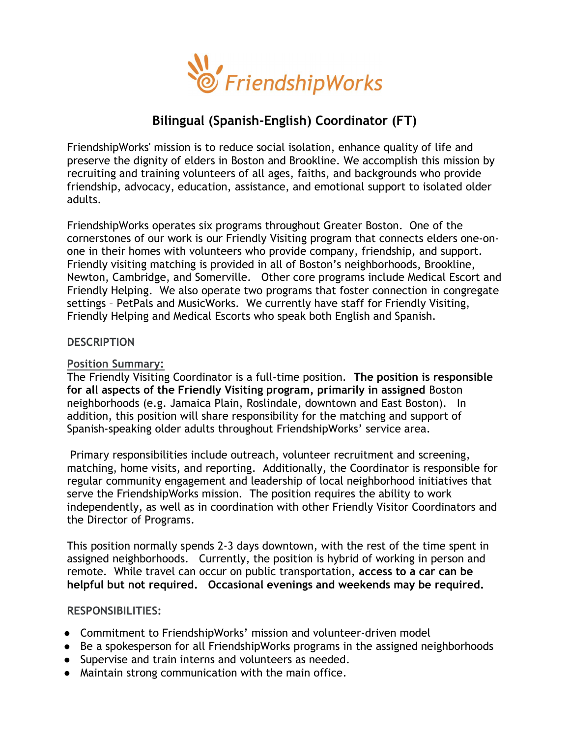FriendshipWorks

# Bilingual (Spanish-English) Coordinator (FT)

FriendshipWorks' mission is to reduce social isolation, enhance quality of life and preserve the dignity of elders in Boston and Brookline. We accomplish this mission by recruiting and training volunteers of all ages, faiths, and backgrounds who provide friendship, advocacy, education, assistance, and emotional support to isolated older adults.

FriendshipWorks operates six programs throughout Greater Boston. One of the cornerstones of our work is our Friendly Visiting program that connects elders one-on-one in their homes with volunteers who provide company, friendship, and support. Friendly visiting matching is provided in all of Boston's neighborhoods, Brookline, Newton, Cambridge, and Somerville. Other core programs include Medical Escort and Friendly Helping. We also operate two programs that foster connection in congregate settings – PetPals and MusicWorks. We currently have staff for Friendly Visiting, Friendly Helping and Medical Escorts who speak both English and Spanish.

## DESCRIPTION

### Position Summary:

The Friendly Visiting Coordinator is a full-time position. **The position is responsible for all aspects of the Friendly Visiting program, primarily in assigned** Boston neighborhoods (e.g. Jamaica Plain, Roslindale, downtown and East Boston). In addition, this position will share responsibility for the matching and support of Spanish-speaking older adults throughout FriendshipWorks' service area.

Primary responsibilities include outreach, volunteer recruitment and screening, matching, home visits, and reporting. Additionally, the Coordinator is responsible for regular community engagement and leadership of local neighborhood initiatives that serve the FriendshipWorks mission. The position requires the ability to work independently, as well as in coordination with other Friendly Visitor Coordinators and the Director of Programs.

This position normally spends 2-3 days downtown, with the rest of the time spent in assigned neighborhoods. Currently, the position is hybrid of working in person and remote. While travel can occur on public transportation, **access to a car can be helpful but not required. Occasional evenings and weekends may be required.**

## RESPONSIBILITIES:

- Commitment to FriendshipWorks' mission and volunteer-driven model
- Be a spokesperson for all FriendshipWorks programs in the assigned neighborhoods
- Supervise and train interns and volunteers as needed.
- Maintain strong communication with the main office.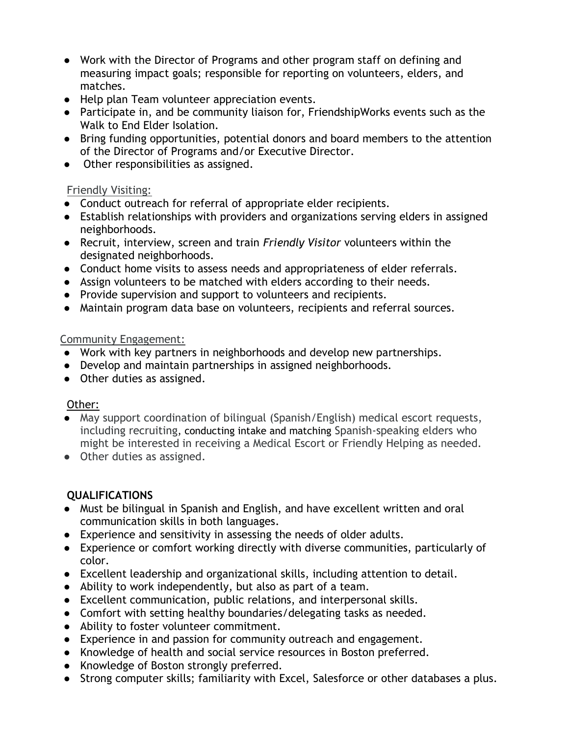- Work with the Director of Programs and other program staff on defining and measuring impact goals; responsible for reporting on volunteers, elders, and matches.
- Help plan Team volunteer appreciation events.
- Participate in, and be community liaison for, FriendshipWorks events such as the Walk to End Elder Isolation.
- Bring funding opportunities, potential donors and board members to the attention of the Director of Programs and/or Executive Director.
- Other responsibilities as assigned.

Friendly Visiting:

- Conduct outreach for referral of appropriate elder recipients.
- Establish relationships with providers and organizations serving elders in assigned neighborhoods.
- Recruit, interview, screen and train *Friendly Visitor* volunteers within the designated neighborhoods.
- Conduct home visits to assess needs and appropriateness of elder referrals.
- Assign volunteers to be matched with elders according to their needs.
- Provide supervision and support to volunteers and recipients.
- Maintain program data base on volunteers, recipients and referral sources.

Community Engagement:

- Work with key partners in neighborhoods and develop new partnerships.
- Develop and maintain partnerships in assigned neighborhoods.
- Other duties as assigned.

Other:

- May support coordination of bilingual (Spanish/English) medical escort requests, including recruiting, conducting intake and matching Spanish-speaking elders who might be interested in receiving a Medical Escort or Friendly Helping as needed.
- Other duties as assigned.

**QUALIFICATIONS**

- Must be bilingual in Spanish and English, and have excellent written and oral communication skills in both languages.
- Experience and sensitivity in assessing the needs of older adults.
- Experience or comfort working directly with diverse communities, particularly of color.
- Excellent leadership and organizational skills, including attention to detail.
- Ability to work independently, but also as part of a team.
- Excellent communication, public relations, and interpersonal skills.
- Comfort with setting healthy boundaries/delegating tasks as needed.
- Ability to foster volunteer commitment.
- Experience in and passion for community outreach and engagement.
- Knowledge of health and social service resources in Boston preferred.
- Knowledge of Boston strongly preferred.
- Strong computer skills; familiarity with Excel, Salesforce or other databases a plus.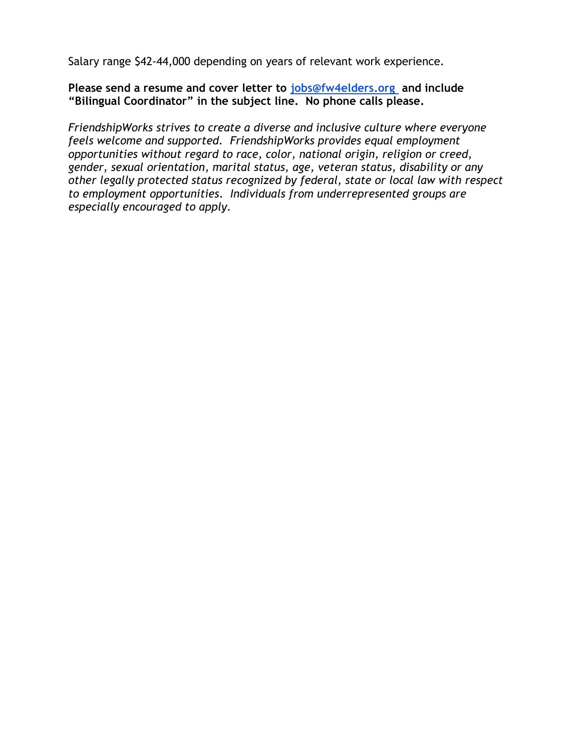Salary range $42-44,000 depending on years of relevant work experience.

**Please send a resume and cover letter to jobs@fw4elders.org and include "Bilingual Coordinator" in the subject line. No phone calls please.**

*FriendshipWorks strives to create a diverse and inclusive culture where everyone feels welcome and supported. FriendshipWorks provides equal employment opportunities without regard to race, color, national origin, religion or creed, gender, sexual orientation, marital status, age, veteran status, disability or any other legally protected status recognized by federal, state or local law with respect to employment opportunities. Individuals from underrepresented groups are especially encouraged to apply.*